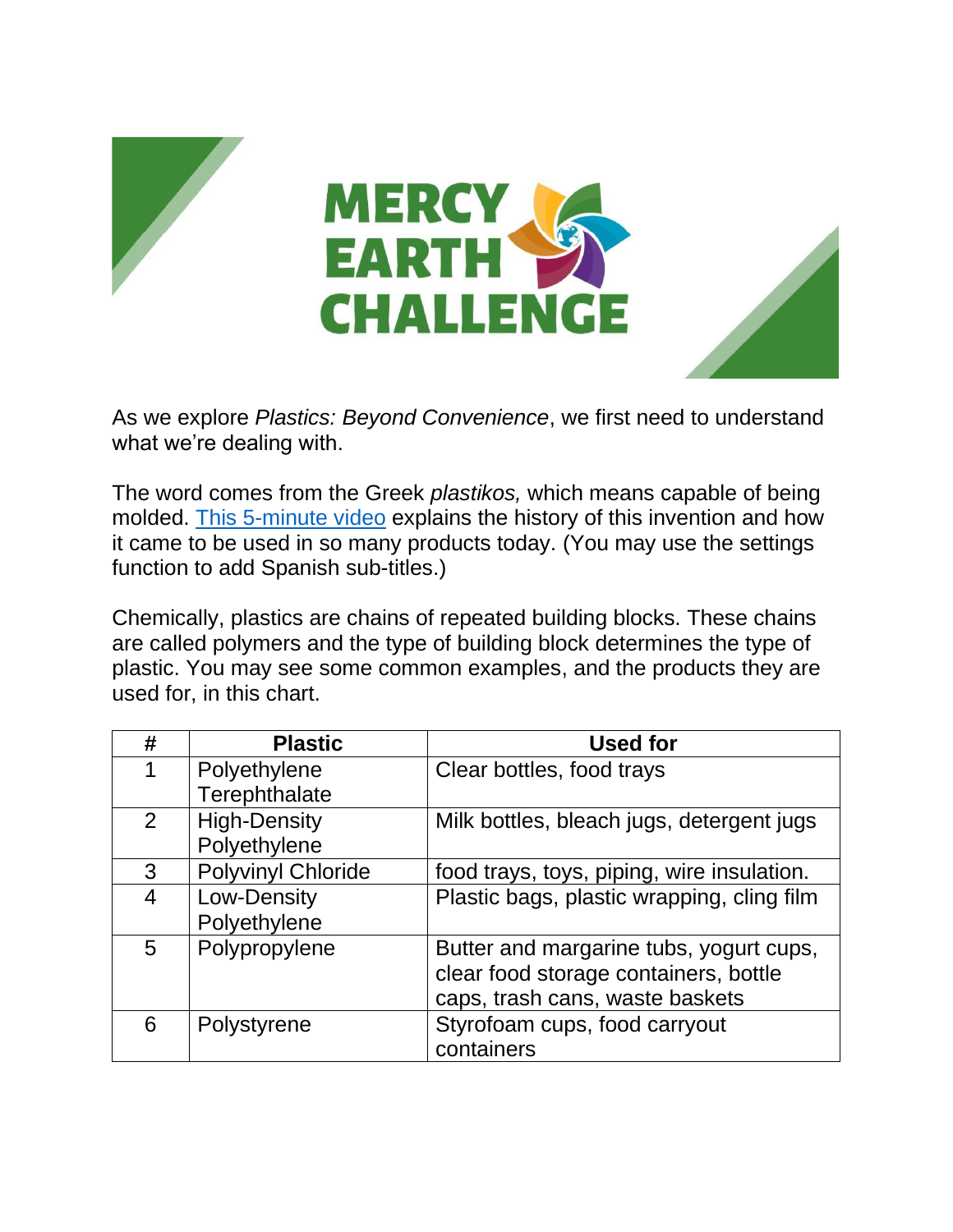# MERCY EARTH CHALLENGE

As we explore *Plastics: Beyond Convenience*, we first need to understand what we're dealing with.

The word comes from the Greek *plastikos,* which means capable of being molded. [This 5-minute video] explains the history of this invention and how it came to be used in so many products today. (You may use the settings function to add Spanish sub-titles.)

Chemically, plastics are chains of repeated building blocks. These chains are called polymers and the type of building block determines the type of plastic. You may see some common examples, and the products they are used for, in this chart.

| # | Plastic | Used for |
|---|---|---|
| 1 | Polyethylene Terephthalate | Clear bottles, food trays |
| 2 | High-Density Polyethylene | Milk bottles, bleach jugs, detergent jugs |
| 3 | Polyvinyl Chloride | food trays, toys, piping, wire insulation. |
| 4 | Low-Density Polyethylene | Plastic bags, plastic wrapping, cling film |
| 5 | Polypropylene | Butter and margarine tubs, yogurt cups, clear food storage containers, bottle caps, trash cans, waste baskets |
| 6 | Polystyrene | Styrofoam cups, food carryout containers |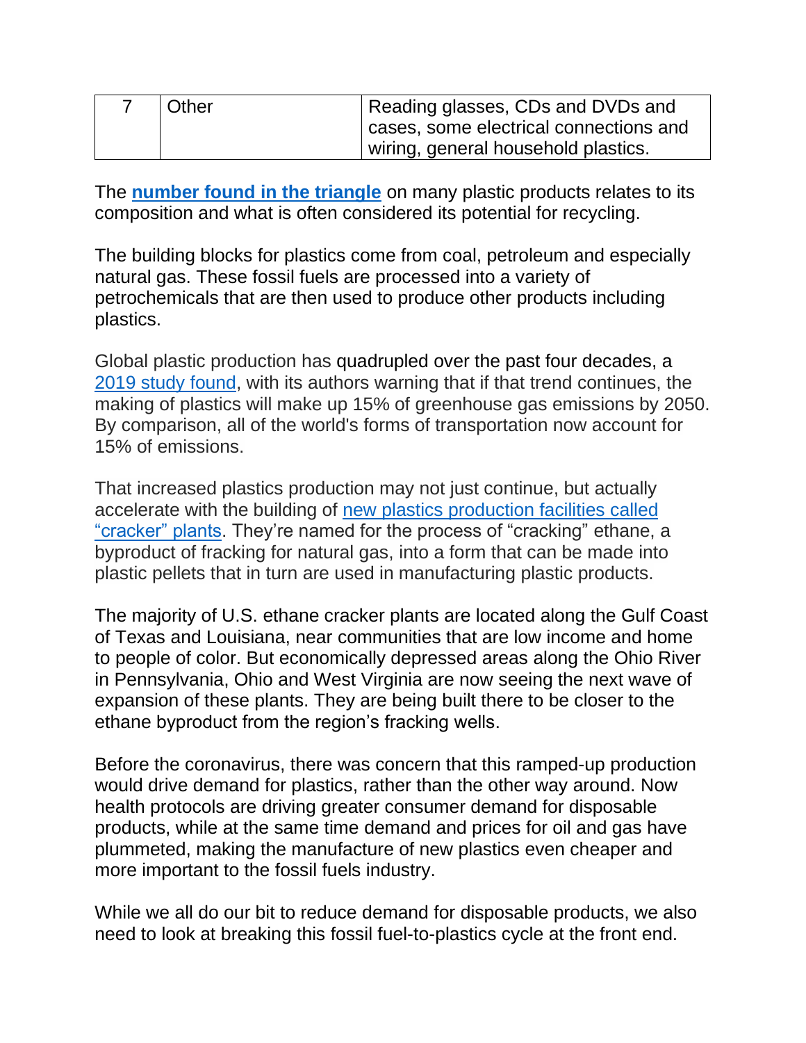| 7 | Other | Reading glasses, CDs and DVDs and cases, some electrical connections and wiring, general household plastics. |
|---|---|---|

The **number found in the triangle** on many plastic products relates to its composition and what is often considered its potential for recycling.

The building blocks for plastics come from coal, petroleum and especially natural gas. These fossil fuels are processed into a variety of petrochemicals that are then used to produce other products including plastics.

Global plastic production has quadrupled over the past four decades, a 2019 study found, with its authors warning that if that trend continues, the making of plastics will make up 15% of greenhouse gas emissions by 2050. By comparison, all of the world's forms of transportation now account for 15% of emissions.

That increased plastics production may not just continue, but actually accelerate with the building of new plastics production facilities called "cracker" plants. They're named for the process of "cracking" ethane, a byproduct of fracking for natural gas, into a form that can be made into plastic pellets that in turn are used in manufacturing plastic products.

The majority of U.S. ethane cracker plants are located along the Gulf Coast of Texas and Louisiana, near communities that are low income and home to people of color. But economically depressed areas along the Ohio River in Pennsylvania, Ohio and West Virginia are now seeing the next wave of expansion of these plants. They are being built there to be closer to the ethane byproduct from the region's fracking wells.

Before the coronavirus, there was concern that this ramped-up production would drive demand for plastics, rather than the other way around. Now health protocols are driving greater consumer demand for disposable products, while at the same time demand and prices for oil and gas have plummeted, making the manufacture of new plastics even cheaper and more important to the fossil fuels industry.

While we all do our bit to reduce demand for disposable products, we also need to look at breaking this fossil fuel-to-plastics cycle at the front end.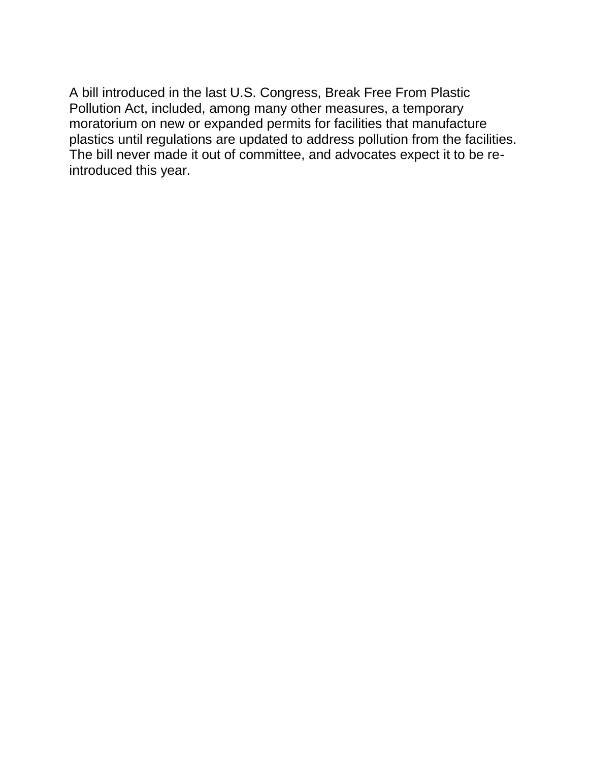A bill introduced in the last U.S. Congress, Break Free From Plastic Pollution Act, included, among many other measures, a temporary moratorium on new or expanded permits for facilities that manufacture plastics until regulations are updated to address pollution from the facilities. The bill never made it out of committee, and advocates expect it to be re-introduced this year.